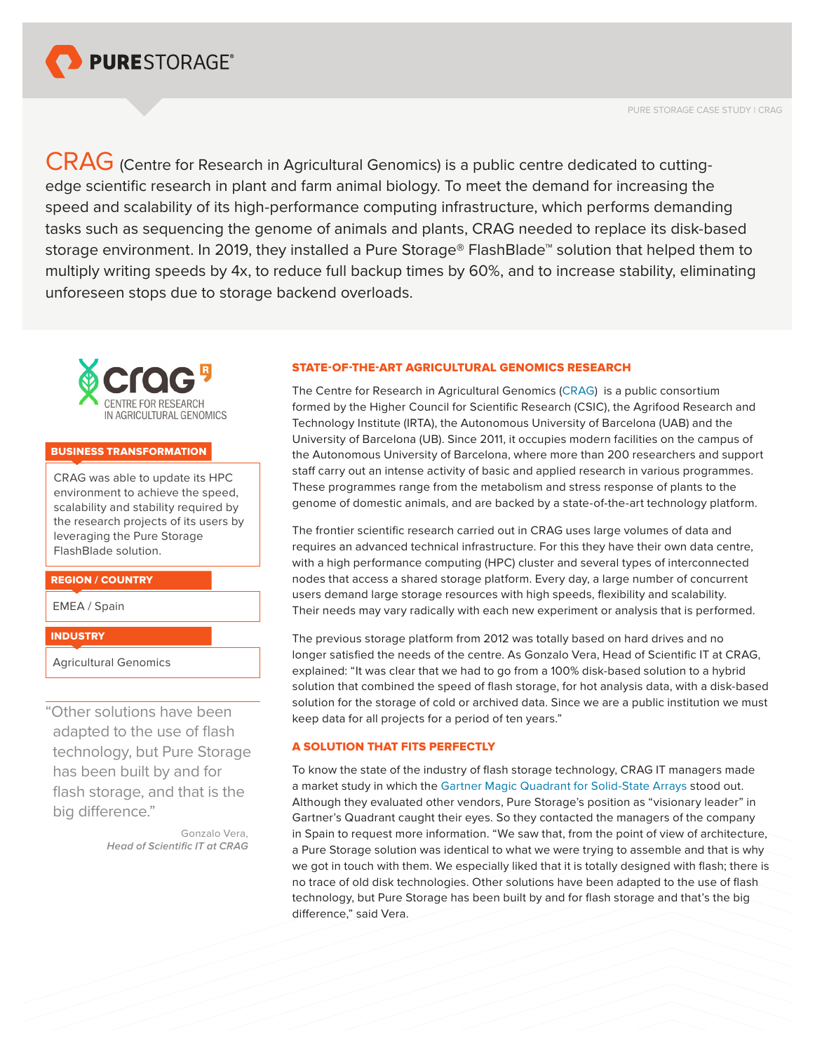PURE STORAGE CASE STUDY | CRAG

CRAG (Centre for Research in Agricultural Genomics) is a public centre dedicated to cutting-edge scientific research in plant and farm animal biology. To meet the demand for increasing the speed and scalability of its high-performance computing infrastructure, which performs demanding tasks such as sequencing the genome of animals and plants, CRAG needed to replace its disk-based storage environment. In 2019, they installed a Pure Storage® FlashBlade™ solution that helped them to multiply writing speeds by 4x, to reduce full backup times by 60%, and to increase stability, eliminating unforeseen stops due to storage backend overloads.

**BUSINESS TRANSFORMATION**

CRAG was able to update its HPC environment to achieve the speed, scalability and stability required by the research projects of its users by leveraging the Pure Storage FlashBlade solution.

**REGION / COUNTRY**

EMEA / Spain

**INDUSTRY**

Agricultural Genomics

> "Other solutions have been adapted to the use of flash technology, but Pure Storage has been built by and for flash storage, and that is the big difference."
>
> Gonzalo Vera, *Head of Scientific IT at CRAG*

## STATE-OF-THE-ART AGRICULTURAL GENOMICS RESEARCH

The Centre for Research in Agricultural Genomics (CRAG) is a public consortium formed by the Higher Council for Scientific Research (CSIC), the Agrifood Research and Technology Institute (IRTA), the Autonomous University of Barcelona (UAB) and the University of Barcelona (UB). Since 2011, it occupies modern facilities on the campus of the Autonomous University of Barcelona, where more than 200 researchers and support staff carry out an intense activity of basic and applied research in various programmes. These programmes range from the metabolism and stress response of plants to the genome of domestic animals, and are backed by a state-of-the-art technology platform.

The frontier scientific research carried out in CRAG uses large volumes of data and requires an advanced technical infrastructure. For this they have their own data centre, with a high performance computing (HPC) cluster and several types of interconnected nodes that access a shared storage platform. Every day, a large number of concurrent users demand large storage resources with high speeds, flexibility and scalability. Their needs may vary radically with each new experiment or analysis that is performed.

The previous storage platform from 2012 was totally based on hard drives and no longer satisfied the needs of the centre. As Gonzalo Vera, Head of Scientific IT at CRAG, explained: "It was clear that we had to go from a 100% disk-based solution to a hybrid solution that combined the speed of flash storage, for hot analysis data, with a disk-based solution for the storage of cold or archived data. Since we are a public institution we must keep data for all projects for a period of ten years."

## A SOLUTION THAT FITS PERFECTLY

To know the state of the industry of flash storage technology, CRAG IT managers made a market study in which the Gartner Magic Quadrant for Solid-State Arrays stood out. Although they evaluated other vendors, Pure Storage's position as "visionary leader" in Gartner's Quadrant caught their eyes. So they contacted the managers of the company in Spain to request more information. "We saw that, from the point of view of architecture, a Pure Storage solution was identical to what we were trying to assemble and that is why we got in touch with them. We especially liked that it is totally designed with flash; there is no trace of old disk technologies. Other solutions have been adapted to the use of flash technology, but Pure Storage has been built by and for flash storage and that's the big difference," said Vera.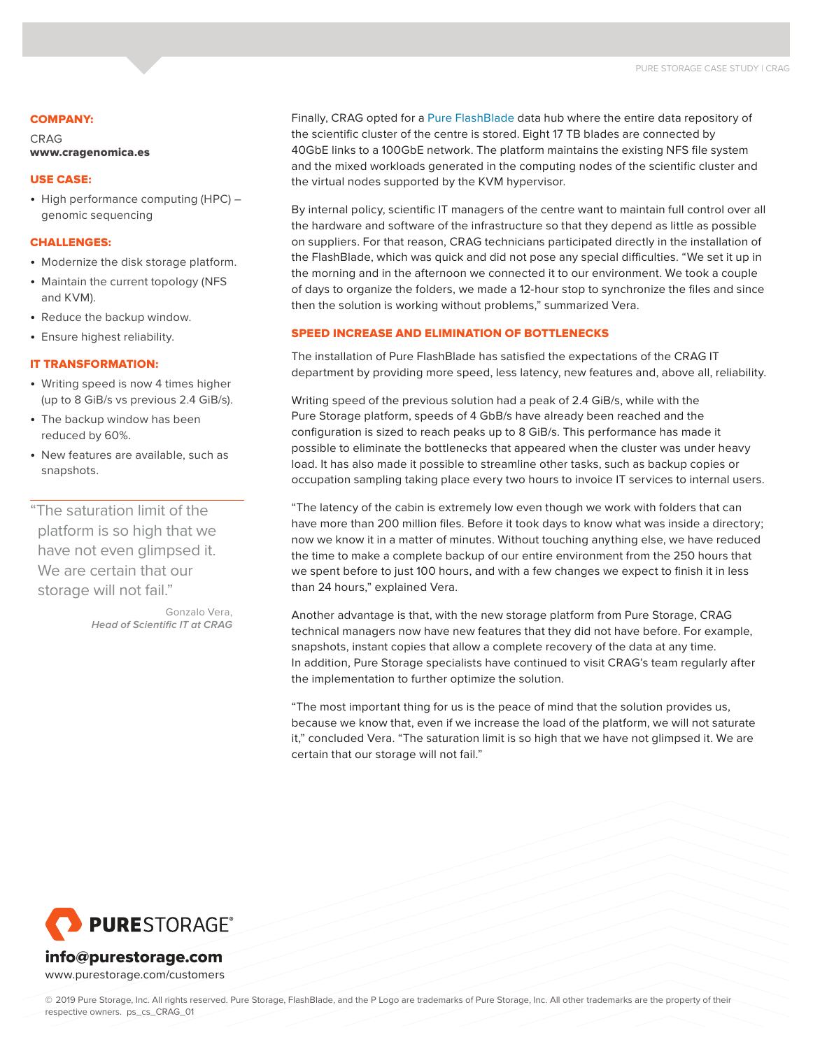**COMPANY:**

CRAG
**www.cragenomica.es**

**USE CASE:**

- High performance computing (HPC) – genomic sequencing

**CHALLENGES:**

- Modernize the disk storage platform.
- Maintain the current topology (NFS and KVM).
- Reduce the backup window.
- Ensure highest reliability.

**IT TRANSFORMATION:**

- Writing speed is now 4 times higher (up to 8 GiB/s vs previous 2.4 GiB/s).
- The backup window has been reduced by 60%.
- New features are available, such as snapshots.

> "The saturation limit of the platform is so high that we have not even glimpsed it. We are certain that our storage will not fail."
>
> Gonzalo Vera,
> *Head of Scientific IT at CRAG*

Finally, CRAG opted for a Pure FlashBlade data hub where the entire data repository of the scientific cluster of the centre is stored. Eight 17 TB blades are connected by 40GbE links to a 100GbE network. The platform maintains the existing NFS file system and the mixed workloads generated in the computing nodes of the scientific cluster and the virtual nodes supported by the KVM hypervisor.

By internal policy, scientific IT managers of the centre want to maintain full control over all the hardware and software of the infrastructure so that they depend as little as possible on suppliers. For that reason, CRAG technicians participated directly in the installation of the FlashBlade, which was quick and did not pose any special difficulties. "We set it up in the morning and in the afternoon we connected it to our environment. We took a couple of days to organize the folders, we made a 12-hour stop to synchronize the files and since then the solution is working without problems," summarized Vera.

## SPEED INCREASE AND ELIMINATION OF BOTTLENECKS

The installation of Pure FlashBlade has satisfied the expectations of the CRAG IT department by providing more speed, less latency, new features and, above all, reliability.

Writing speed of the previous solution had a peak of 2.4 GiB/s, while with the Pure Storage platform, speeds of 4 GbB/s have already been reached and the configuration is sized to reach peaks up to 8 GiB/s. This performance has made it possible to eliminate the bottlenecks that appeared when the cluster was under heavy load. It has also made it possible to streamline other tasks, such as backup copies or occupation sampling taking place every two hours to invoice IT services to internal users.

"The latency of the cabin is extremely low even though we work with folders that can have more than 200 million files. Before it took days to know what was inside a directory; now we know it in a matter of minutes. Without touching anything else, we have reduced the time to make a complete backup of our entire environment from the 250 hours that we spent before to just 100 hours, and with a few changes we expect to finish it in less than 24 hours," explained Vera.

Another advantage is that, with the new storage platform from Pure Storage, CRAG technical managers now have new features that they did not have before. For example, snapshots, instant copies that allow a complete recovery of the data at any time. In addition, Pure Storage specialists have continued to visit CRAG's team regularly after the implementation to further optimize the solution.

"The most important thing for us is the peace of mind that the solution provides us, because we know that, even if we increase the load of the platform, we will not saturate it," concluded Vera. "The saturation limit is so high that we have not glimpsed it. We are certain that our storage will not fail."

PURESTORAGE®

**info@purestorage.com**
www.purestorage.com/customers

© 2019 Pure Storage, Inc. All rights reserved. Pure Storage, FlashBlade, and the P Logo are trademarks of Pure Storage, Inc. All other trademarks are the property of their respective owners. ps_cs_CRAG_01